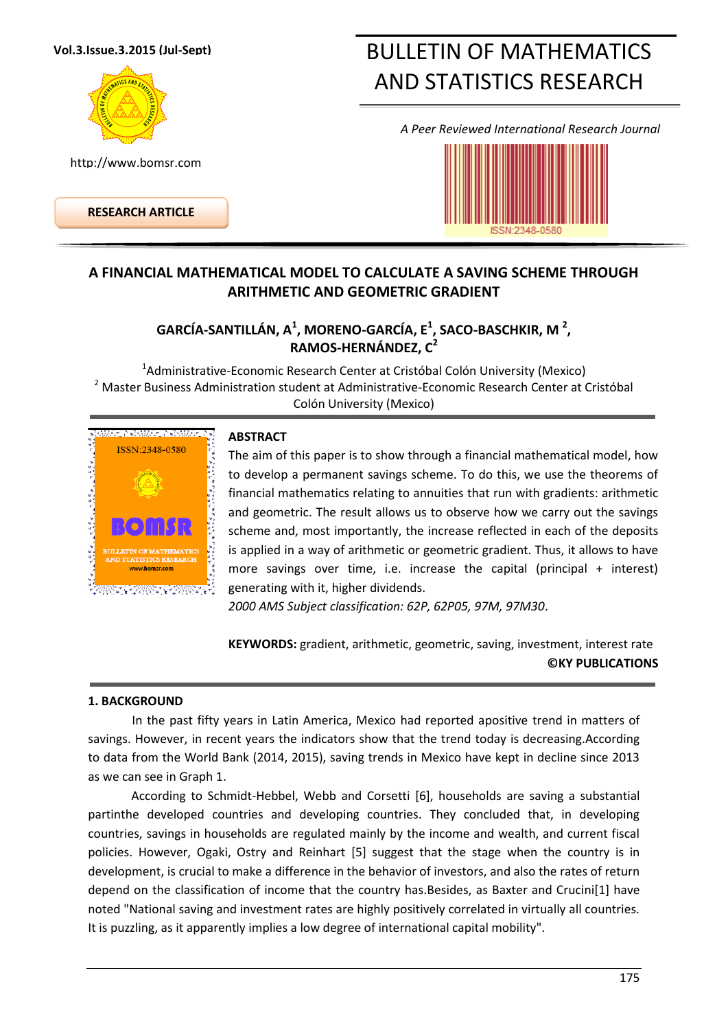Vol.3.Issue.3.2015 (Jul-Sept)

http://www.bomsr.com

# BULLETIN OF MATHEMATICS AND STATISTICS RESEARCH

*A Peer Reviewed International Research Journal*

ISSN:2348-0580

**RESEARCH ARTICLE**

## A FINANCIAL MATHEMATICAL MODEL TO CALCULATE A SAVING SCHEME THROUGH ARITHMETIC AND GEOMETRIC GRADIENT

**GARCÍA-SANTILLÁN, A[1], MORENO-GARCÍA, E[1], SACO-BASCHKIR, M [2], RAMOS-HERNÁNDEZ, C[2]**

[1]Administrative-Economic Research Center at Cristóbal Colón University (Mexico)
[2] Master Business Administration student at Administrative-Economic Research Center at Cristóbal Colón University (Mexico)

**ABSTRACT**

The aim of this paper is to show through a financial mathematical model, how to develop a permanent savings scheme. To do this, we use the theorems of financial mathematics relating to annuities that run with gradients: arithmetic and geometric. The result allows us to observe how we carry out the savings scheme and, most importantly, the increase reflected in each of the deposits is applied in a way of arithmetic or geometric gradient. Thus, it allows to have more savings over time, i.e. increase the capital (principal + interest) generating with it, higher dividends.

*2000 AMS Subject classification: 62P, 62P05, 97M, 97M30.*

**KEYWORDS:** gradient, arithmetic, geometric, saving, investment, interest rate

**©KY PUBLICATIONS**

### 1. BACKGROUND

In the past fifty years in Latin America, Mexico had reported apositive trend in matters of savings. However, in recent years the indicators show that the trend today is decreasing.According to data from the World Bank (2014, 2015), saving trends in Mexico have kept in decline since 2013 as we can see in Graph 1.

According to Schmidt-Hebbel, Webb and Corsetti [6], households are saving a substantial partinthe developed countries and developing countries. They concluded that, in developing countries, savings in households are regulated mainly by the income and wealth, and current fiscal policies. However, Ogaki, Ostry and Reinhart [5] suggest that the stage when the country is in development, is crucial to make a difference in the behavior of investors, and also the rates of return depend on the classification of income that the country has.Besides, as Baxter and Crucini[1] have noted "National saving and investment rates are highly positively correlated in virtually all countries. It is puzzling, as it apparently implies a low degree of international capital mobility".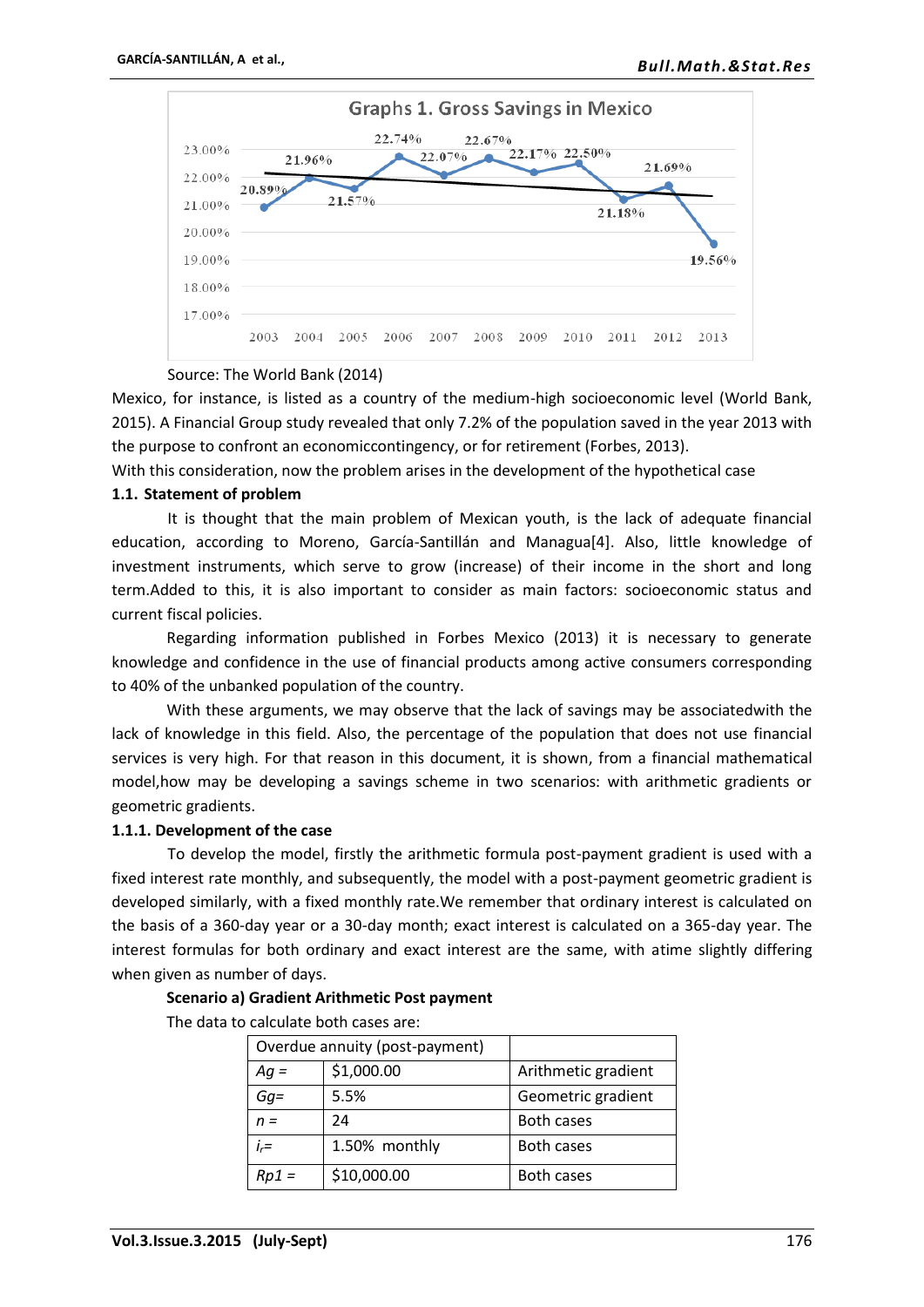Graphs 1. Gross Savings in Mexico

| Year | Gross Savings |
|---|---|
| 2003 | 20.89% |
| 2004 | 21.96% |
| 2005 | 21.57% |
| 2006 | 22.74% |
| 2007 | 22.07% |
| 2008 | 22.67% |
| 2009 | 22.17% |
| 2010 | 22.50% |
| 2011 | 21.18% |
| 2012 | 21.69% |
| 2013 | 19.56% |

Source: The World Bank (2014)

Mexico, for instance, is listed as a country of the medium-high socioeconomic level (World Bank, 2015). A Financial Group study revealed that only 7.2% of the population saved in the year 2013 with the purpose to confront an economiccontingency, or for retirement (Forbes, 2013).

With this consideration, now the problem arises in the development of the hypothetical case

### 1.1. Statement of problem

It is thought that the main problem of Mexican youth, is the lack of adequate financial education, according to Moreno, García-Santillán and Managua[4]. Also, little knowledge of investment instruments, which serve to grow (increase) of their income in the short and long term.Added to this, it is also important to consider as main factors: socioeconomic status and current fiscal policies.

Regarding information published in Forbes Mexico (2013) it is necessary to generate knowledge and confidence in the use of financial products among active consumers corresponding to 40% of the unbanked population of the country.

With these arguments, we may observe that the lack of savings may be associatedwith the lack of knowledge in this field. Also, the percentage of the population that does not use financial services is very high. For that reason in this document, it is shown, from a financial mathematical model,how may be developing a savings scheme in two scenarios: with arithmetic gradients or geometric gradients.

#### 1.1.1. Development of the case

To develop the model, firstly the arithmetic formula post-payment gradient is used with a fixed interest rate monthly, and subsequently, the model with a post-payment geometric gradient is developed similarly, with a fixed monthly rate.We remember that ordinary interest is calculated on the basis of a 360-day year or a 30-day month; exact interest is calculated on a 365-day year. The interest formulas for both ordinary and exact interest are the same, with atime slightly differing when given as number of days.

**Scenario a) Gradient Arithmetic Post payment**

The data to calculate both cases are:

| Overdue annuity (post-payment) | | |
|---|---|---|
| $Ag$ = | $1,000.00 | Arithmetic gradient |
| $Gg$= | 5.5% | Geometric gradient |
| $n$ = | 24 | Both cases |
| $i_r$= | 1.50% monthly | Both cases |
| $Rp1$ = | $10,000.00 | Both cases |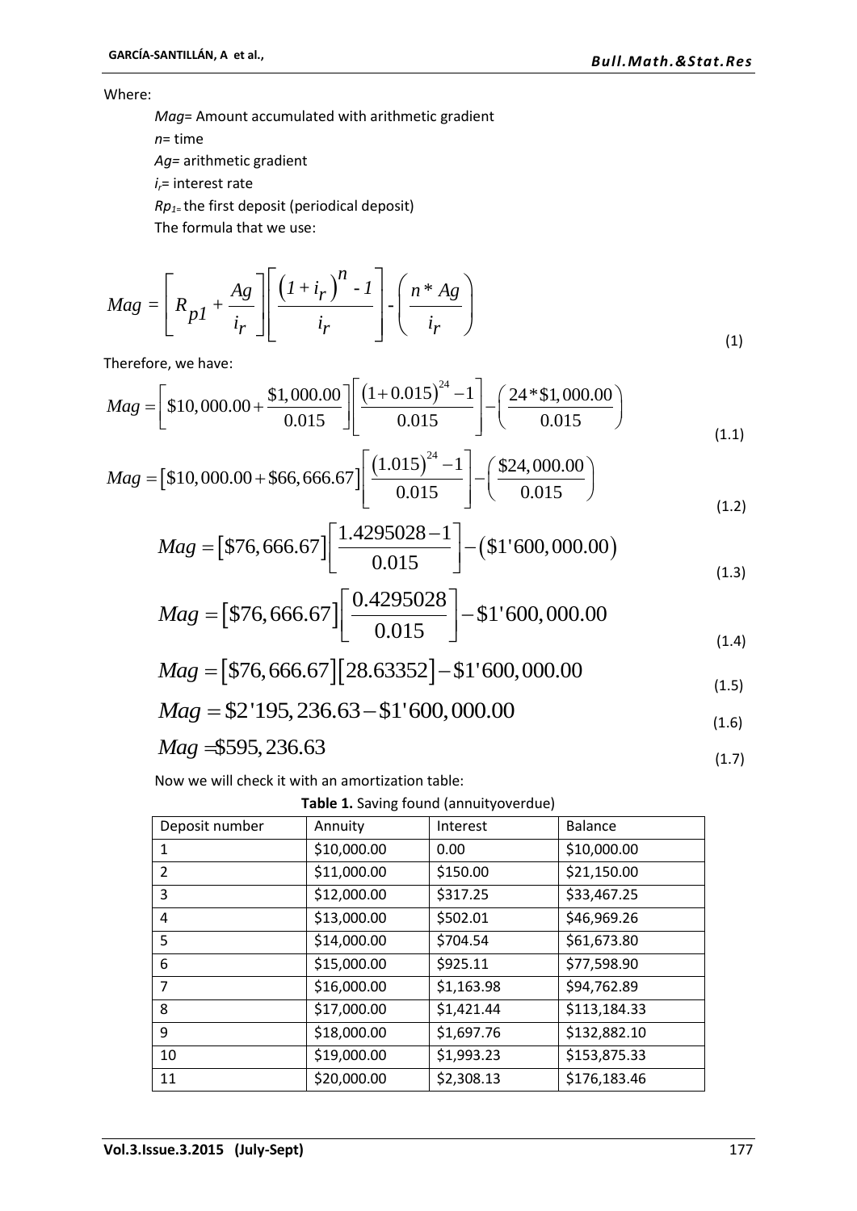Where:

$Mag$= Amount accumulated with arithmetic gradient

$n$= time

$Ag$= arithmetic gradient

$i_r$= interest rate

$Rp_1$= the first deposit (periodical deposit)

The formula that we use:

$$Mag = \left[ R_{p1} + \frac{Ag}{i_r} \right] \left[ \frac{(1+i_r)^n - 1}{i_r} \right] - \left( \frac{n * Ag}{i_r} \right) \tag{1}$$

Therefore, we have:

$$Mag = \left[ \$10,000.00 + \frac{\$1,000.00}{0.015} \right] \left[ \frac{(1+0.015)^{24} - 1}{0.015} \right] - \left( \frac{24 * \$1,000.00}{0.015} \right) \tag{1.1}$$

$$Mag = [\$10,000.00 + \$66,666.67] \left[ \frac{(1.015)^{24} - 1}{0.015} \right] - \left( \frac{\$24,000.00}{0.015} \right) \tag{1.2}$$

$$Mag = [\$76,666.67] \left[ \frac{1.4295028 - 1}{0.015} \right] - (\$1'600,000.00) \tag{1.3}$$

$$Mag = [\$76,666.67] \left[ \frac{0.4295028}{0.015} \right] - \$1'600,000.00 \tag{1.4}$$

$$Mag = [\$76,666.67][28.63352] - \$1'600,000.00 \tag{1.5}$$

$$Mag = \$2'195,236.63 - \$1'600,000.00 \tag{1.6}$$

$$Mag = \$595,236.63 \tag{1.7}$$

Now we will check it with an amortization table:

**Table 1.** Saving found (annuityoverdue)

| Deposit number | Annuity | Interest | Balance |
|---|---|---|---|
| 1 | \$10,000.00 | 0.00 | \$10,000.00 |
| 2 | \$11,000.00 | \$150.00 | \$21,150.00 |
| 3 | \$12,000.00 | \$317.25 | \$33,467.25 |
| 4 | \$13,000.00 | \$502.01 | \$46,969.26 |
| 5 | \$14,000.00 | \$704.54 | \$61,673.80 |
| 6 | \$15,000.00 | \$925.11 | \$77,598.90 |
| 7 | \$16,000.00 | \$1,163.98 | \$94,762.89 |
| 8 | \$17,000.00 | \$1,421.44 | \$113,184.33 |
| 9 | \$18,000.00 | \$1,697.76 | \$132,882.10 |
| 10 | \$19,000.00 | \$1,993.23 | \$153,875.33 |
| 11 | \$20,000.00 | \$2,308.13 | \$176,183.46 |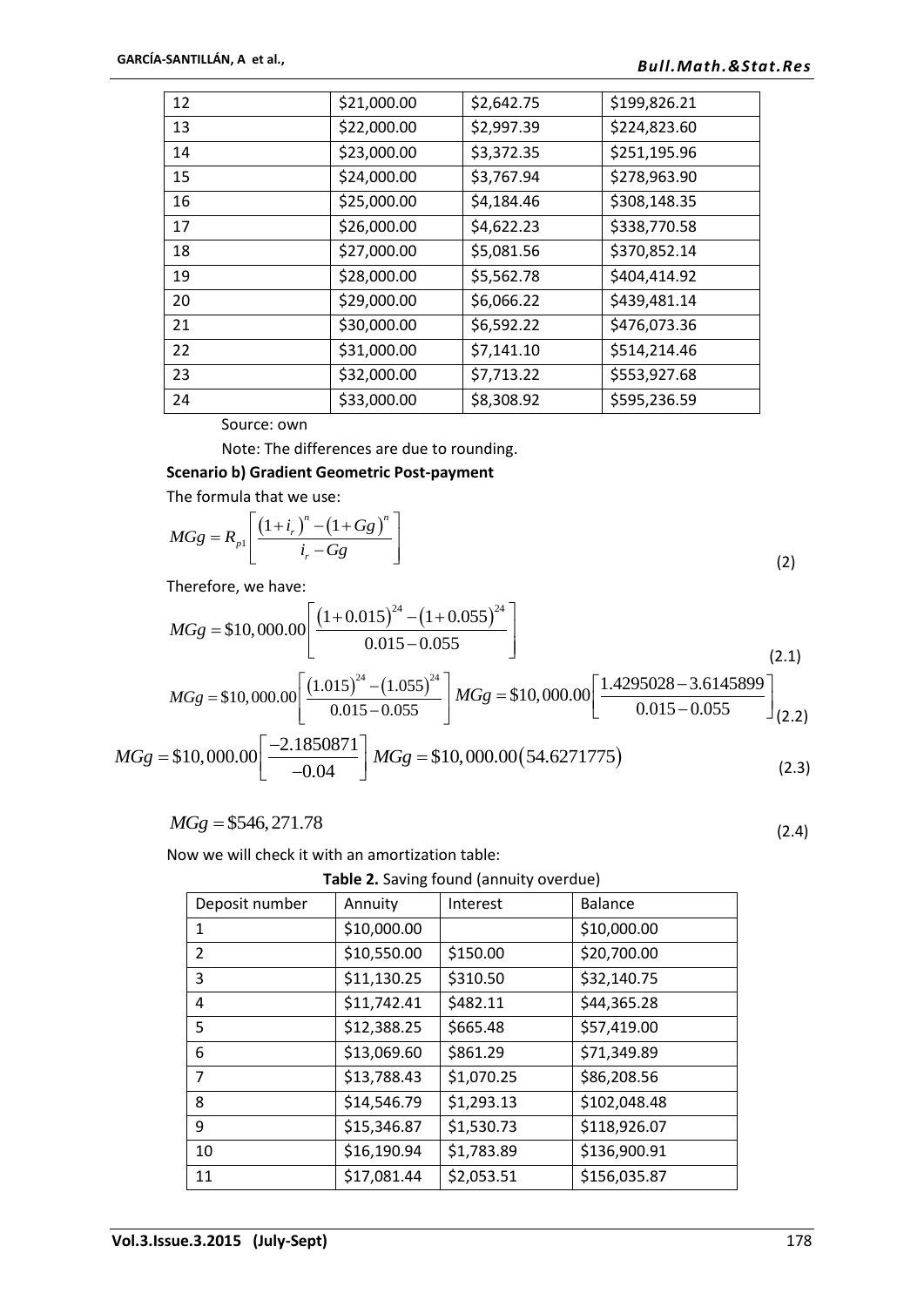| 12 | \$21,000.00 | \$2,642.75 | \$199,826.21 |
|---|---|---|---|
| 13 | \$22,000.00 | \$2,997.39 | \$224,823.60 |
| 14 | \$23,000.00 | \$3,372.35 | \$251,195.96 |
| 15 | \$24,000.00 | \$3,767.94 | \$278,963.90 |
| 16 | \$25,000.00 | \$4,184.46 | \$308,148.35 |
| 17 | \$26,000.00 | \$4,622.23 | \$338,770.58 |
| 18 | \$27,000.00 | \$5,081.56 | \$370,852.14 |
| 19 | \$28,000.00 | \$5,562.78 | \$404,414.92 |
| 20 | \$29,000.00 | \$6,066.22 | \$439,481.14 |
| 21 | \$30,000.00 | \$6,592.22 | \$476,073.36 |
| 22 | \$31,000.00 | \$7,141.10 | \$514,214.46 |
| 23 | \$32,000.00 | \$7,713.22 | \$553,927.68 |
| 24 | \$33,000.00 | \$8,308.92 | \$595,236.59 |

Source: own

Note: The differences are due to rounding.

**Scenario b) Gradient Geometric Post-payment**

The formula that we use:

$$MGg = R_{p1}\left[\frac{(1+i_r)^n-(1+Gg)^n}{i_r-Gg}\right] \tag{2}$$

Therefore, we have:

$$MGg = \$10,000.00\left[\frac{(1+0.015)^{24}-(1+0.055)^{24}}{0.015-0.055}\right] \tag{2.1}$$

$$MGg = \$10,000.00\left[\frac{(1.015)^{24}-(1.055)^{24}}{0.015-0.055}\right] MGg = \$10,000.00\left[\frac{1.4295028-3.6145899}{0.015-0.055}\right] \tag{2.2}$$

$$MGg = \$10,000.00\left[\frac{-2.1850871}{-0.04}\right] MGg = \$10,000.00(54.6271775) \tag{2.3}$$

$$MGg = \$546,271.78 \tag{2.4}$$

Now we will check it with an amortization table:

**Table 2.** Saving found (annuity overdue)

| Deposit number | Annuity | Interest | Balance |
|---|---|---|---|
| 1 | \$10,000.00 | | \$10,000.00 |
| 2 | \$10,550.00 | \$150.00 | \$20,700.00 |
| 3 | \$11,130.25 | \$310.50 | \$32,140.75 |
| 4 | \$11,742.41 | \$482.11 | \$44,365.28 |
| 5 | \$12,388.25 | \$665.48 | \$57,419.00 |
| 6 | \$13,069.60 | \$861.29 | \$71,349.89 |
| 7 | \$13,788.43 | \$1,070.25 | \$86,208.56 |
| 8 | \$14,546.79 | \$1,293.13 | \$102,048.48 |
| 9 | \$15,346.87 | \$1,530.73 | \$118,926.07 |
| 10 | \$16,190.94 | \$1,783.89 | \$136,900.91 |
| 11 | \$17,081.44 | \$2,053.51 | \$156,035.87 |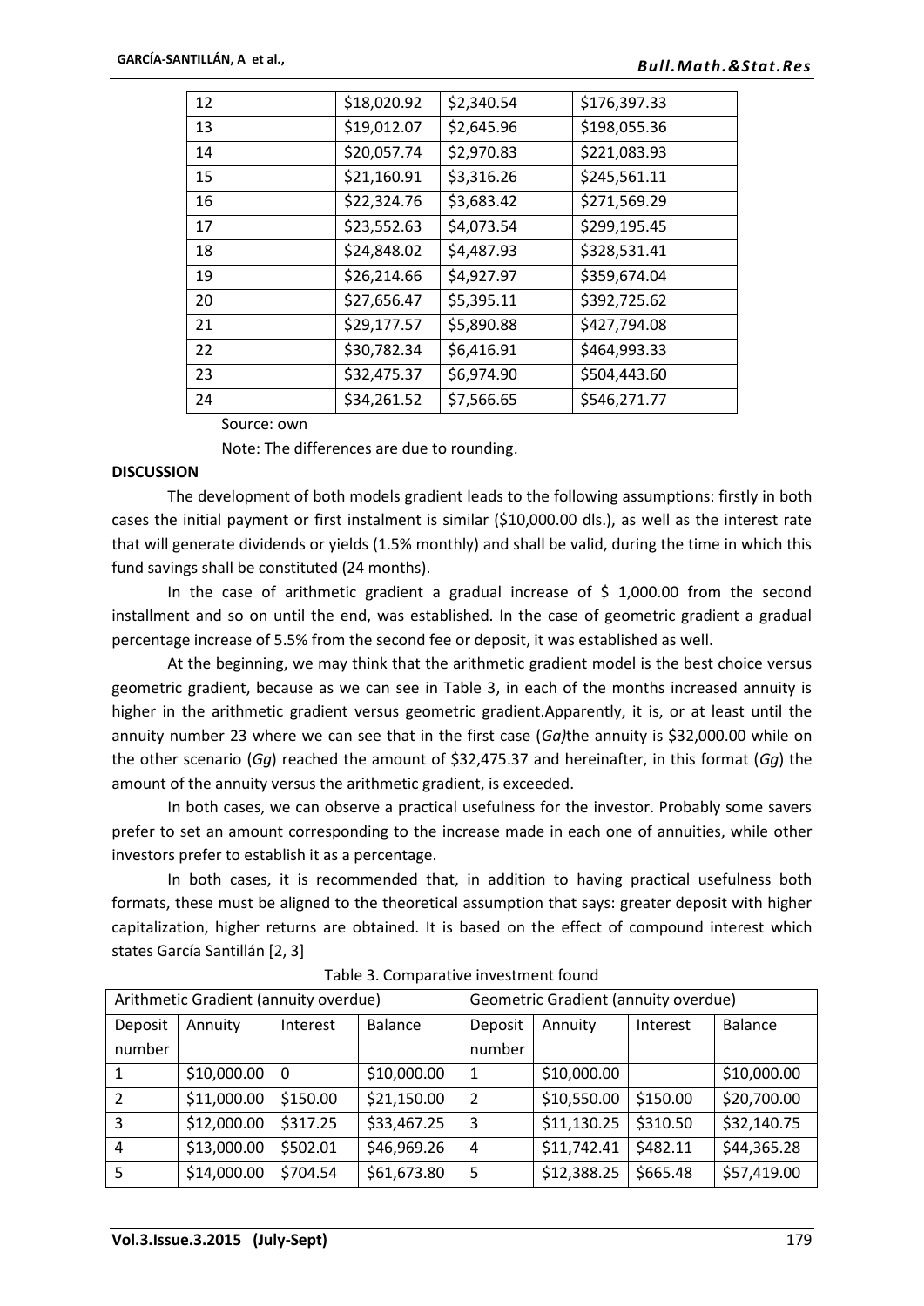| 12 | \$18,020.92 | \$2,340.54 | \$176,397.33 |
|---|---|---|---|
| 13 | \$19,012.07 | \$2,645.96 | \$198,055.36 |
| 14 | \$20,057.74 | \$2,970.83 | \$221,083.93 |
| 15 | \$21,160.91 | \$3,316.26 | \$245,561.11 |
| 16 | \$22,324.76 | \$3,683.42 | \$271,569.29 |
| 17 | \$23,552.63 | \$4,073.54 | \$299,195.45 |
| 18 | \$24,848.02 | \$4,487.93 | \$328,531.41 |
| 19 | \$26,214.66 | \$4,927.97 | \$359,674.04 |
| 20 | \$27,656.47 | \$5,395.11 | \$392,725.62 |
| 21 | \$29,177.57 | \$5,890.88 | \$427,794.08 |
| 22 | \$30,782.34 | \$6,416.91 | \$464,993.33 |
| 23 | \$32,475.37 | \$6,974.90 | \$504,443.60 |
| 24 | \$34,261.52 | \$7,566.65 | \$546,271.77 |

Source: own

Note: The differences are due to rounding.

**DISCUSSION**

The development of both models gradient leads to the following assumptions: firstly in both cases the initial payment or first instalment is similar (\$10,000.00 dls.), as well as the interest rate that will generate dividends or yields (1.5% monthly) and shall be valid, during the time in which this fund savings shall be constituted (24 months).

In the case of arithmetic gradient a gradual increase of \$ 1,000.00 from the second installment and so on until the end, was established. In the case of geometric gradient a gradual percentage increase of 5.5% from the second fee or deposit, it was established as well.

At the beginning, we may think that the arithmetic gradient model is the best choice versus geometric gradient, because as we can see in Table 3, in each of the months increased annuity is higher in the arithmetic gradient versus geometric gradient.Apparently, it is, or at least until the annuity number 23 where we can see that in the first case (*Ga)*the annuity is \$32,000.00 while on the other scenario (*Gg*) reached the amount of \$32,475.37 and hereinafter, in this format (*Gg*) the amount of the annuity versus the arithmetic gradient, is exceeded.

In both cases, we can observe a practical usefulness for the investor. Probably some savers prefer to set an amount corresponding to the increase made in each one of annuities, while other investors prefer to establish it as a percentage.

In both cases, it is recommended that, in addition to having practical usefulness both formats, these must be aligned to the theoretical assumption that says: greater deposit with higher capitalization, higher returns are obtained. It is based on the effect of compound interest which states García Santillán [2, 3]

Table 3. Comparative investment found

| Arithmetic Gradient (annuity overdue) | | | | Geometric Gradient (annuity overdue) | | | |
|---|---|---|---|---|---|---|---|
| Deposit number | Annuity | Interest | Balance | Deposit number | Annuity | Interest | Balance |
| 1 | \$10,000.00 | 0 | \$10,000.00 | 1 | \$10,000.00 | | \$10,000.00 |
| 2 | \$11,000.00 | \$150.00 | \$21,150.00 | 2 | \$10,550.00 | \$150.00 | \$20,700.00 |
| 3 | \$12,000.00 | \$317.25 | \$33,467.25 | 3 | \$11,130.25 | \$310.50 | \$32,140.75 |
| 4 | \$13,000.00 | \$502.01 | \$46,969.26 | 4 | \$11,742.41 | \$482.11 | \$44,365.28 |
| 5 | \$14,000.00 | \$704.54 | \$61,673.80 | 5 | \$12,388.25 | \$665.48 | \$57,419.00 |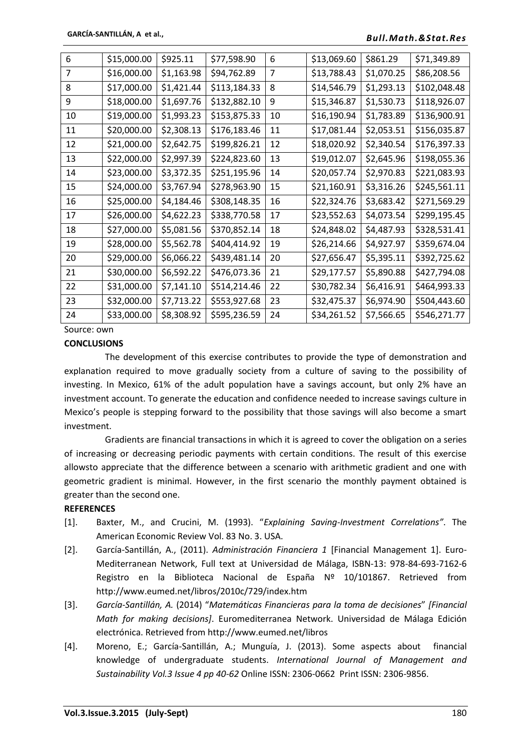| 6 | \$15,000.00 | \$925.11 | \$77,598.90 | 6 | \$13,069.60 | \$861.29 | \$71,349.89 |
|---|---|---|---|---|---|---|---|
| 7 | \$16,000.00 | \$1,163.98 | \$94,762.89 | 7 | \$13,788.43 | \$1,070.25 | \$86,208.56 |
| 8 | \$17,000.00 | \$1,421.44 | \$113,184.33 | 8 | \$14,546.79 | \$1,293.13 | \$102,048.48 |
| 9 | \$18,000.00 | \$1,697.76 | \$132,882.10 | 9 | \$15,346.87 | \$1,530.73 | \$118,926.07 |
| 10 | \$19,000.00 | \$1,993.23 | \$153,875.33 | 10 | \$16,190.94 | \$1,783.89 | \$136,900.91 |
| 11 | \$20,000.00 | \$2,308.13 | \$176,183.46 | 11 | \$17,081.44 | \$2,053.51 | \$156,035.87 |
| 12 | \$21,000.00 | \$2,642.75 | \$199,826.21 | 12 | \$18,020.92 | \$2,340.54 | \$176,397.33 |
| 13 | \$22,000.00 | \$2,997.39 | \$224,823.60 | 13 | \$19,012.07 | \$2,645.96 | \$198,055.36 |
| 14 | \$23,000.00 | \$3,372.35 | \$251,195.96 | 14 | \$20,057.74 | \$2,970.83 | \$221,083.93 |
| 15 | \$24,000.00 | \$3,767.94 | \$278,963.90 | 15 | \$21,160.91 | \$3,316.26 | \$245,561.11 |
| 16 | \$25,000.00 | \$4,184.46 | \$308,148.35 | 16 | \$22,324.76 | \$3,683.42 | \$271,569.29 |
| 17 | \$26,000.00 | \$4,622.23 | \$338,770.58 | 17 | \$23,552.63 | \$4,073.54 | \$299,195.45 |
| 18 | \$27,000.00 | \$5,081.56 | \$370,852.14 | 18 | \$24,848.02 | \$4,487.93 | \$328,531.41 |
| 19 | \$28,000.00 | \$5,562.78 | \$404,414.92 | 19 | \$26,214.66 | \$4,927.97 | \$359,674.04 |
| 20 | \$29,000.00 | \$6,066.22 | \$439,481.14 | 20 | \$27,656.47 | \$5,395.11 | \$392,725.62 |
| 21 | \$30,000.00 | \$6,592.22 | \$476,073.36 | 21 | \$29,177.57 | \$5,890.88 | \$427,794.08 |
| 22 | \$31,000.00 | \$7,141.10 | \$514,214.46 | 22 | \$30,782.34 | \$6,416.91 | \$464,993.33 |
| 23 | \$32,000.00 | \$7,713.22 | \$553,927.68 | 23 | \$32,475.37 | \$6,974.90 | \$504,443.60 |
| 24 | \$33,000.00 | \$8,308.92 | \$595,236.59 | 24 | \$34,261.52 | \$7,566.65 | \$546,271.77 |

Source: own

**CONCLUSIONS**

The development of this exercise contributes to provide the type of demonstration and explanation required to move gradually society from a culture of saving to the possibility of investing. In Mexico, 61% of the adult population have a savings account, but only 2% have an investment account. To generate the education and confidence needed to increase savings culture in Mexico's people is stepping forward to the possibility that those savings will also become a smart investment.

Gradients are financial transactions in which it is agreed to cover the obligation on a series of increasing or decreasing periodic payments with certain conditions. The result of this exercise allowsto appreciate that the difference between a scenario with arithmetic gradient and one with geometric gradient is minimal. However, in the first scenario the monthly payment obtained is greater than the second one.

**REFERENCES**

[1]. Baxter, M., and Crucini, M. (1993). "*Explaining Saving-Investment Correlations"*. The American Economic Review Vol. 83 No. 3. USA.

[2]. García-Santillán, A., (2011). *Administración Financiera 1* [Financial Management 1]. Euro-Mediterranean Network, Full text at Universidad de Málaga, ISBN-13: 978-84-693-7162-6 Registro en la Biblioteca Nacional de España Nº 10/101867. Retrieved from http://www.eumed.net/libros/2010c/729/index.htm

[3]. *García-Santillán, A.* (2014) "*Matemáticas Financieras para la toma de decisiones*" *[Financial Math for making decisions]*. Euromediterranea Network. Universidad de Málaga Edición electrónica. Retrieved from http://www.eumed.net/libros

[4]. Moreno, E.; García-Santillán, A.; Munguía, J. (2013). Some aspects about financial knowledge of undergraduate students. *International Journal of Management and Sustainability Vol.3 Issue 4 pp 40-62* Online ISSN: 2306-0662 Print ISSN: 2306-9856.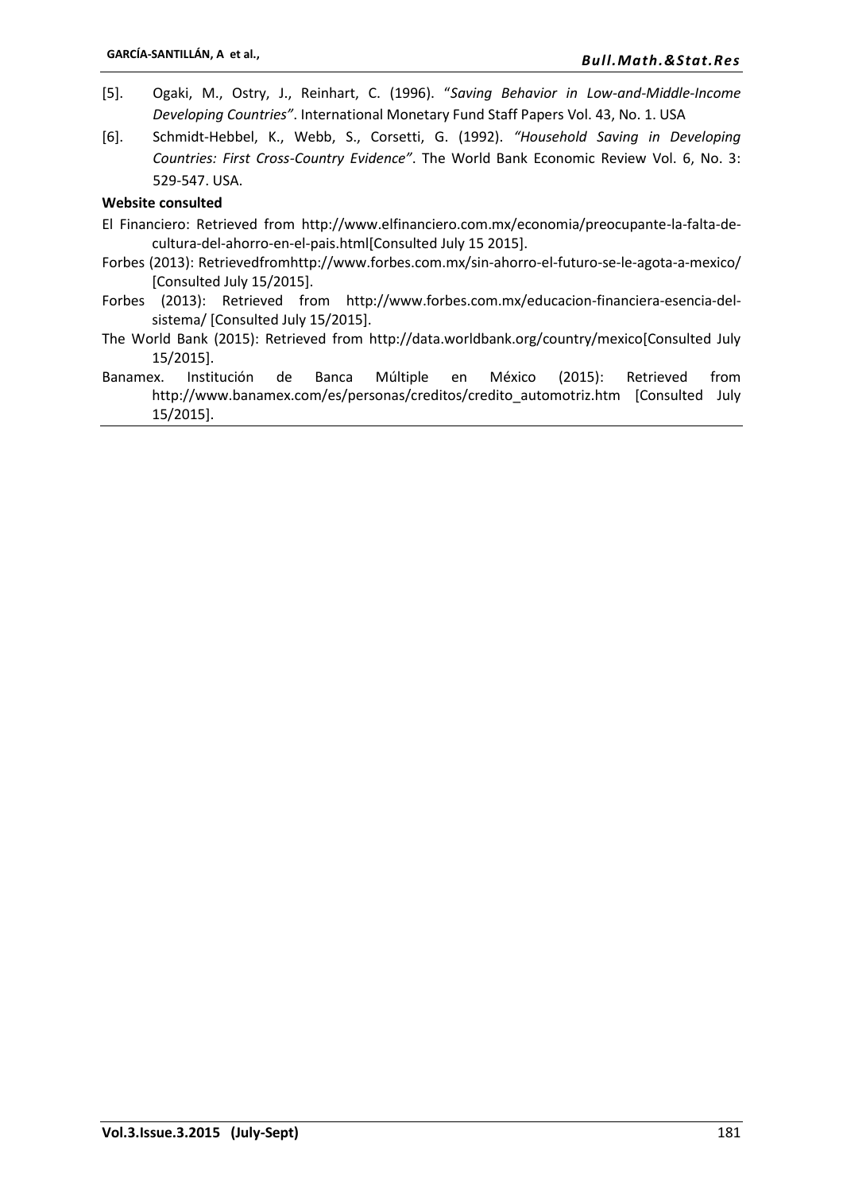[5]. Ogaki, M., Ostry, J., Reinhart, C. (1996). "*Saving Behavior in Low-and-Middle-Income Developing Countries"*. International Monetary Fund Staff Papers Vol. 43, No. 1. USA

[6]. Schmidt-Hebbel, K., Webb, S., Corsetti, G. (1992). *"Household Saving in Developing Countries: First Cross-Country Evidence"*. The World Bank Economic Review Vol. 6, No. 3: 529-547. USA.

**Website consulted**

El Financiero: Retrieved from http://www.elfinanciero.com.mx/economia/preocupante-la-falta-de-cultura-del-ahorro-en-el-pais.html[Consulted July 15 2015].

Forbes (2013): Retrievedfromhttp://www.forbes.com.mx/sin-ahorro-el-futuro-se-le-agota-a-mexico/ [Consulted July 15/2015].

Forbes (2013): Retrieved from http://www.forbes.com.mx/educacion-financiera-esencia-del-sistema/ [Consulted July 15/2015].

The World Bank (2015): Retrieved from http://data.worldbank.org/country/mexico[Consulted July 15/2015].

Banamex. Institución de Banca Múltiple en México (2015): Retrieved from http://www.banamex.com/es/personas/creditos/credito_automotriz.htm [Consulted July 15/2015].